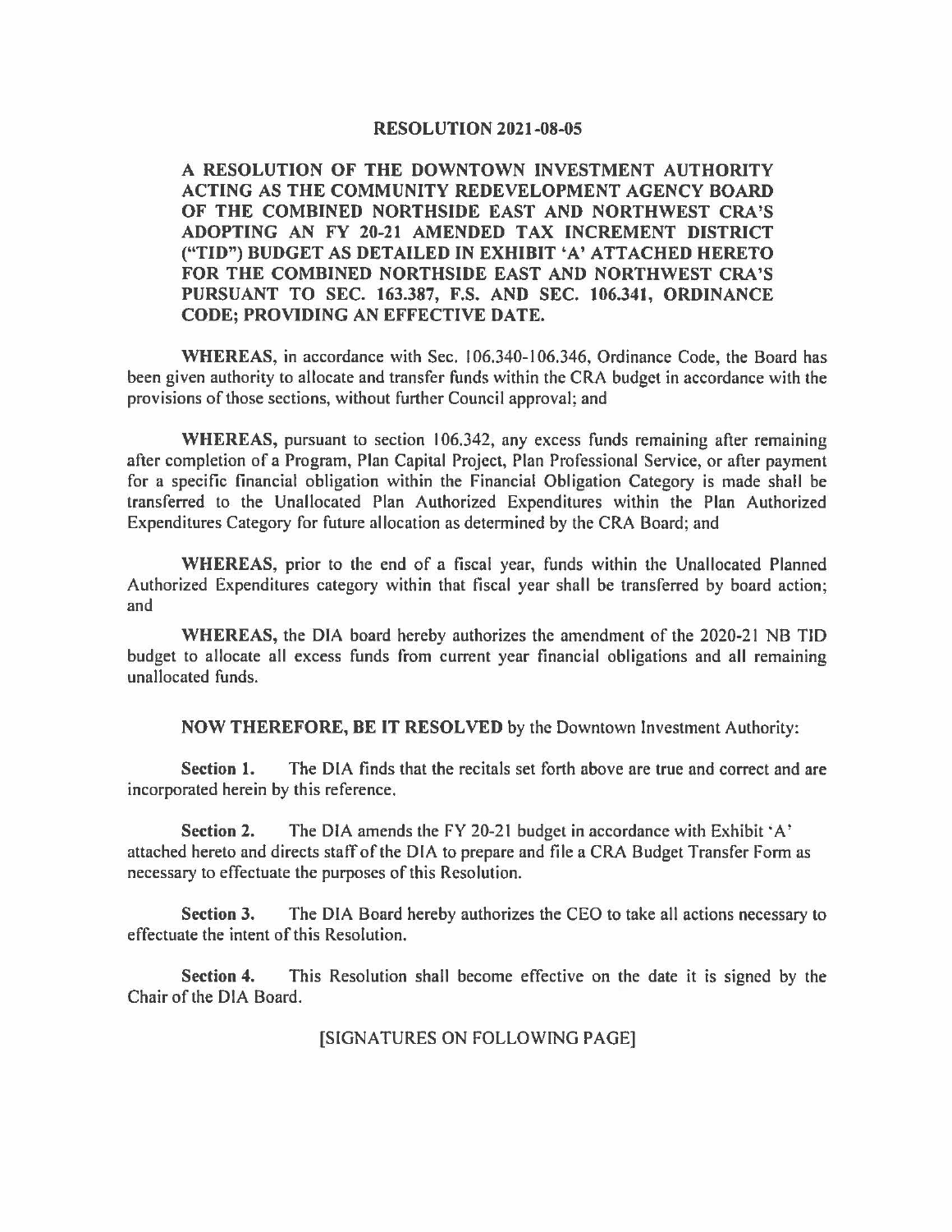# RESOLUTION 2021-08-05

**A RESOLUTION OF THE DOWNTOWN INVESTMENT AUTHORITY ACTING AS THE COMMUNITY REDEVELOPMENT AGENCY BOARD OF THE COMBINED NORTHSIDE EAST AND NORTHWEST CRA'S ADOPTING AN FY 20-21 AMENDED TAX INCREMENT DISTRICT ("TID") BUDGET AS DETAILED IN EXHIBIT 'A' ATTACHED HERETO FOR THE COMBINED NORTHSIDE EAST AND NORTHWEST CRA'S PURSUANT TO SEC. 163.387, F.S. AND SEC. 106.341, ORDINANCE CODE; PROVIDING AN EFFECTIVE DATE.**

**WHEREAS,** in accordance with Sec. 106.340-106.346, Ordinance Code, the Board has been given authority to allocate and transfer funds within the CRA budget in accordance with the provisions of those sections, without further Council approval; and

**WHEREAS,** pursuant to section 106.342, any excess funds remaining after remaining after completion of a Program, Plan Capital Project, Plan Professional Service, or after payment for a specific financial obligation within the Financial Obligation Category is made shall be transferred to the Unallocated Plan Authorized Expenditures within the Plan Authorized Expenditures Category for future allocation as determined by the CRA Board; and

**WHEREAS,** prior to the end of a fiscal year, funds within the Unallocated Planned Authorized Expenditures category within that fiscal year shall be transferred by board action; and

**WHEREAS,** the DIA board hereby authorizes the amendment of the 2020-21 NB TID budget to allocate all excess funds from current year financial obligations and all remaining unallocated funds.

**NOW THEREFORE, BE IT RESOLVED** by the Downtown Investment Authority:

**Section 1.** The DIA finds that the recitals set forth above are true and correct and are incorporated herein by this reference.

**Section 2.** The DIA amends the FY 20-21 budget in accordance with Exhibit 'A' attached hereto and directs staff of the DIA to prepare and file a CRA Budget Transfer Form as necessary to effectuate the purposes of this Resolution.

**Section 3.** The DIA Board hereby authorizes the CEO to take all actions necessary to effectuate the intent of this Resolution.

**Section 4.** This Resolution shall become effective on the date it is signed by the Chair of the DIA Board.

[SIGNATURES ON FOLLOWING PAGE]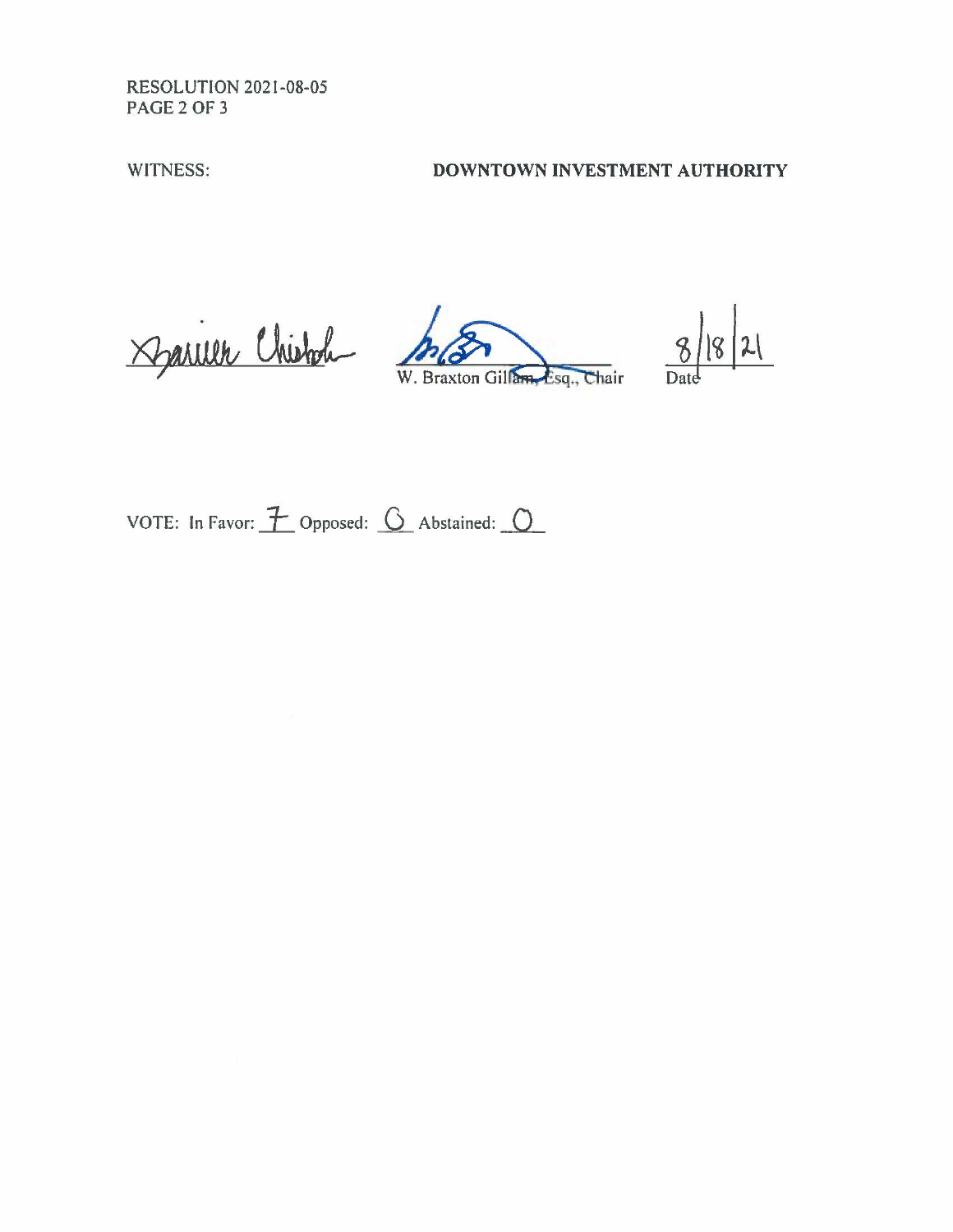RESOLUTION 2021-08-05

WITNESS: **DOWNTOWN INVESTMENT AUTHORITY**

_______________________ _______________________ 8/18/21
W. Braxton Gillam, Esq., Chair Date

VOTE: In Favor: 7 Opposed: 0 Abstained: 0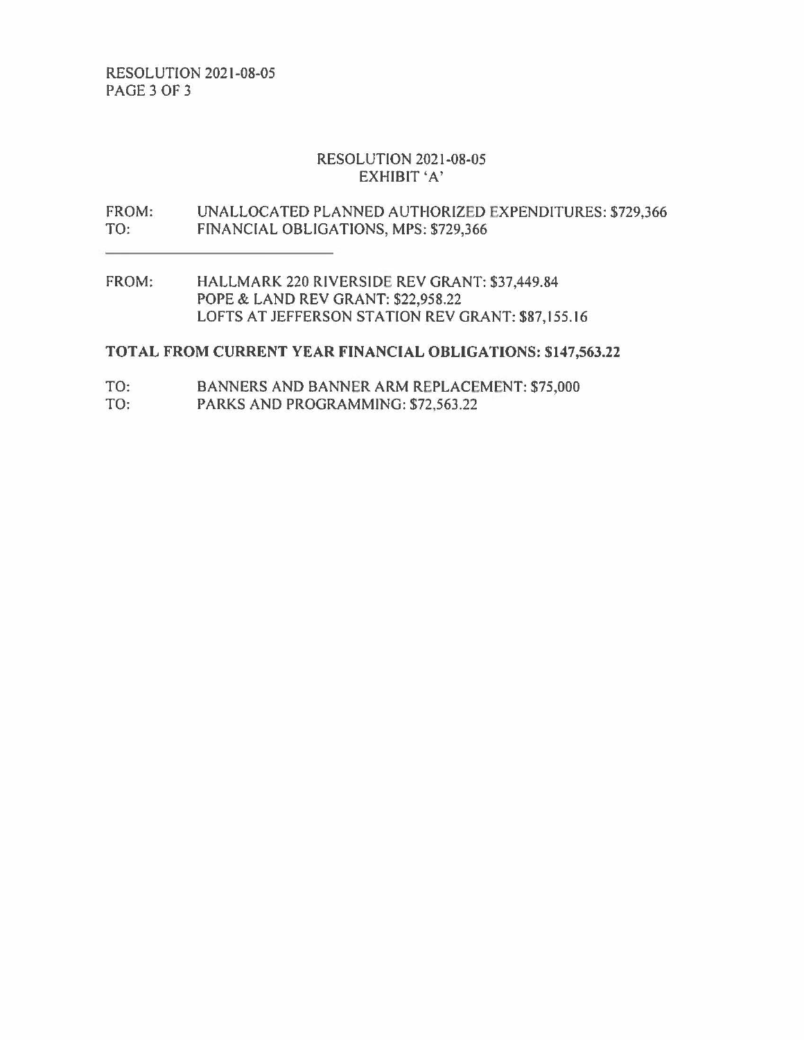RESOLUTION 2021-08-05
EXHIBIT 'A'

FROM: UNALLOCATED PLANNED AUTHORIZED EXPENDITURES: $729,366
TO: FINANCIAL OBLIGATIONS, MPS: $729,366

---

FROM: HALLMARK 220 RIVERSIDE REV GRANT: $37,449.84
POPE & LAND REV GRANT: $22,958.22
LOFTS AT JEFFERSON STATION REV GRANT: $87,155.16

**TOTAL FROM CURRENT YEAR FINANCIAL OBLIGATIONS: $147,563.22**

TO: BANNERS AND BANNER ARM REPLACEMENT: $75,000
TO: PARKS AND PROGRAMMING: $72,563.22